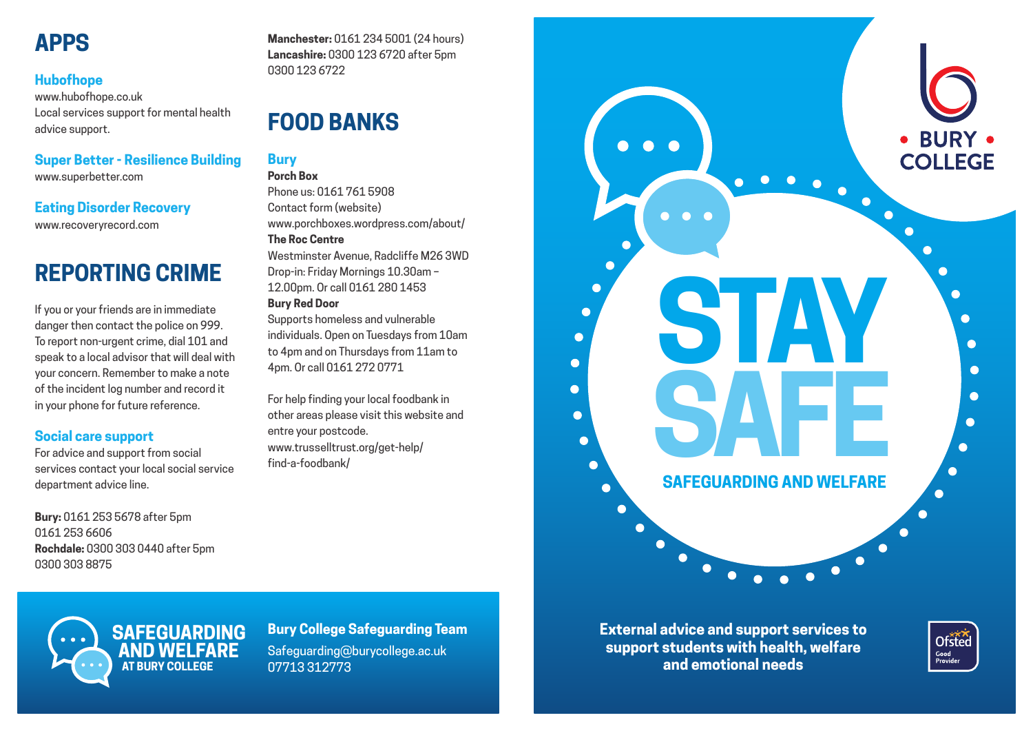## APPS

### Hubofhope

www.hubofhope.co.uk
Local services support for mental health advice support.

### Super Better - Resilience Building

www.superbetter.com

### Eating Disorder Recovery

www.recoveryrecord.com

## REPORTING CRIME

If you or your friends are in immediate danger then contact the police on 999. To report non-urgent crime, dial 101 and speak to a local advisor that will deal with your concern. Remember to make a note of the incident log number and record it in your phone for future reference.

### Social care support

For advice and support from social services contact your local social service department advice line.

**Bury:** 0161 253 5678 after 5pm
0161 253 6606
**Rochdale:** 0300 303 0440 after 5pm
0300 303 8875
**Manchester:** 0161 234 5001 (24 hours)
**Lancashire:** 0300 123 6720 after 5pm
0300 123 6722

## FOOD BANKS

### Bury

**Porch Box**
Phone us: 0161 761 5908
Contact form (website)
www.porchboxes.wordpress.com/about/

**The Roc Centre**
Westminster Avenue, Radcliffe M26 3WD
Drop-in: Friday Mornings 10.30am – 12.00pm. Or call 0161 280 1453

**Bury Red Door**
Supports homeless and vulnerable individuals. Open on Tuesdays from 10am to 4pm and on Thursdays from 11am to 4pm. Or call 0161 272 0771

For help finding your local foodbank in other areas please visit this website and entre your postcode.
www.trusselltrust.org/get-help/find-a-foodbank/

**SAFEGUARDING AND WELFARE AT BURY COLLEGE**

**Bury College Safeguarding Team**
Safeguarding@burycollege.ac.uk
07713 312773

BURY COLLEGE

# STAY SAFE

## SAFEGUARDING AND WELFARE

**External advice and support services to support students with health, welfare and emotional needs**

Ofsted Good Provider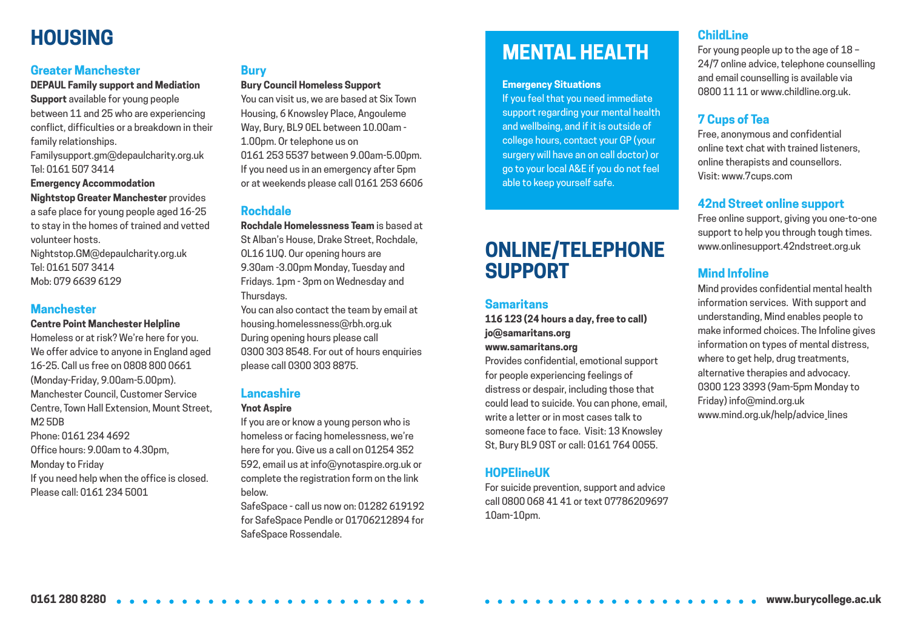# HOUSING

## Greater Manchester

**DEPAUL Family support and Mediation Support** available for young people between 11 and 25 who are experiencing conflict, difficulties or a breakdown in their family relationships.
Familysupport.gm@depaulcharity.org.uk
Tel: 0161 507 3414

**Emergency Accommodation**

**Nightstop Greater Manchester** provides a safe place for young people aged 16-25 to stay in the homes of trained and vetted volunteer hosts.
Nightstop.GM@depaulcharity.org.uk
Tel: 0161 507 3414
Mob: 079 6639 6129

## Manchester

**Centre Point Manchester Helpline**

Homeless or at risk? We're here for you. We offer advice to anyone in England aged 16-25. Call us free on 0808 800 0661 (Monday-Friday, 9.00am-5.00pm).
Manchester Council, Customer Service Centre, Town Hall Extension, Mount Street, M2 5DB
Phone: 0161 234 4692
Office hours: 9.00am to 4.30pm, Monday to Friday
If you need help when the office is closed. Please call: 0161 234 5001

## Bury

**Bury Council Homeless Support**

You can visit us, we are based at Six Town Housing, 6 Knowsley Place, Angouleme Way, Bury, BL9 0EL between 10.00am - 1.00pm. Or telephone us on 0161 253 5537 between 9.00am-5.00pm. If you need us in an emergency after 5pm or at weekends please call 0161 253 6606

## Rochdale

**Rochdale Homelessness Team** is based at St Alban's House, Drake Street, Rochdale, OL16 1UQ. Our opening hours are 9.30am -3.00pm Monday, Tuesday and Fridays. 1pm - 3pm on Wednesday and Thursdays.
You can also contact the team by email at housing.homelessness@rbh.org.uk
During opening hours please call 0300 303 8548. For out of hours enquiries please call 0300 303 8875.

## Lancashire

**Ynot Aspire**

If you are or know a young person who is homeless or facing homelessness, we're here for you. Give us a call on 01254 352 592, email us at info@ynotaspire.org.uk or complete the registration form on the link below.
SafeSpace - call us now on: 01282 619192 for SafeSpace Pendle or 01706212894 for SafeSpace Rossendale.

# MENTAL HEALTH

**Emergency Situations**

If you feel that you need immediate support regarding your mental health and wellbeing, and if it is outside of college hours, contact your GP (your surgery will have an on call doctor) or go to your local A&E if you do not feel able to keep yourself safe.

# ONLINE/TELEPHONE SUPPORT

## Samaritans

**116 123 (24 hours a day, free to call)**
**jo@samaritans.org**
**www.samaritans.org**

Provides confidential, emotional support for people experiencing feelings of distress or despair, including those that could lead to suicide. You can phone, email, write a letter or in most cases talk to someone face to face. Visit: 13 Knowsley St, Bury BL9 0ST or call: 0161 764 0055.

## HOPElineUK

For suicide prevention, support and advice call 0800 068 41 41 or text 07786209697 10am-10pm.

## ChildLine

For young people up to the age of 18 – 24/7 online advice, telephone counselling and email counselling is available via 0800 11 11 or www.childline.org.uk.

## 7 Cups of Tea

Free, anonymous and confidential online text chat with trained listeners, online therapists and counsellors.
Visit: www.7cups.com

## 42nd Street online support

Free online support, giving you one-to-one support to help you through tough times.
www.onlinesupport.42ndstreet.org.uk

## Mind Infoline

Mind provides confidential mental health information services. With support and understanding, Mind enables people to make informed choices. The Infoline gives information on types of mental distress, where to get help, drug treatments, alternative therapies and advocacy.
0300 123 3393 (9am-5pm Monday to Friday) info@mind.org.uk
www.mind.org.uk/help/advice_lines

0161 280 8280 www.burycollege.ac.uk